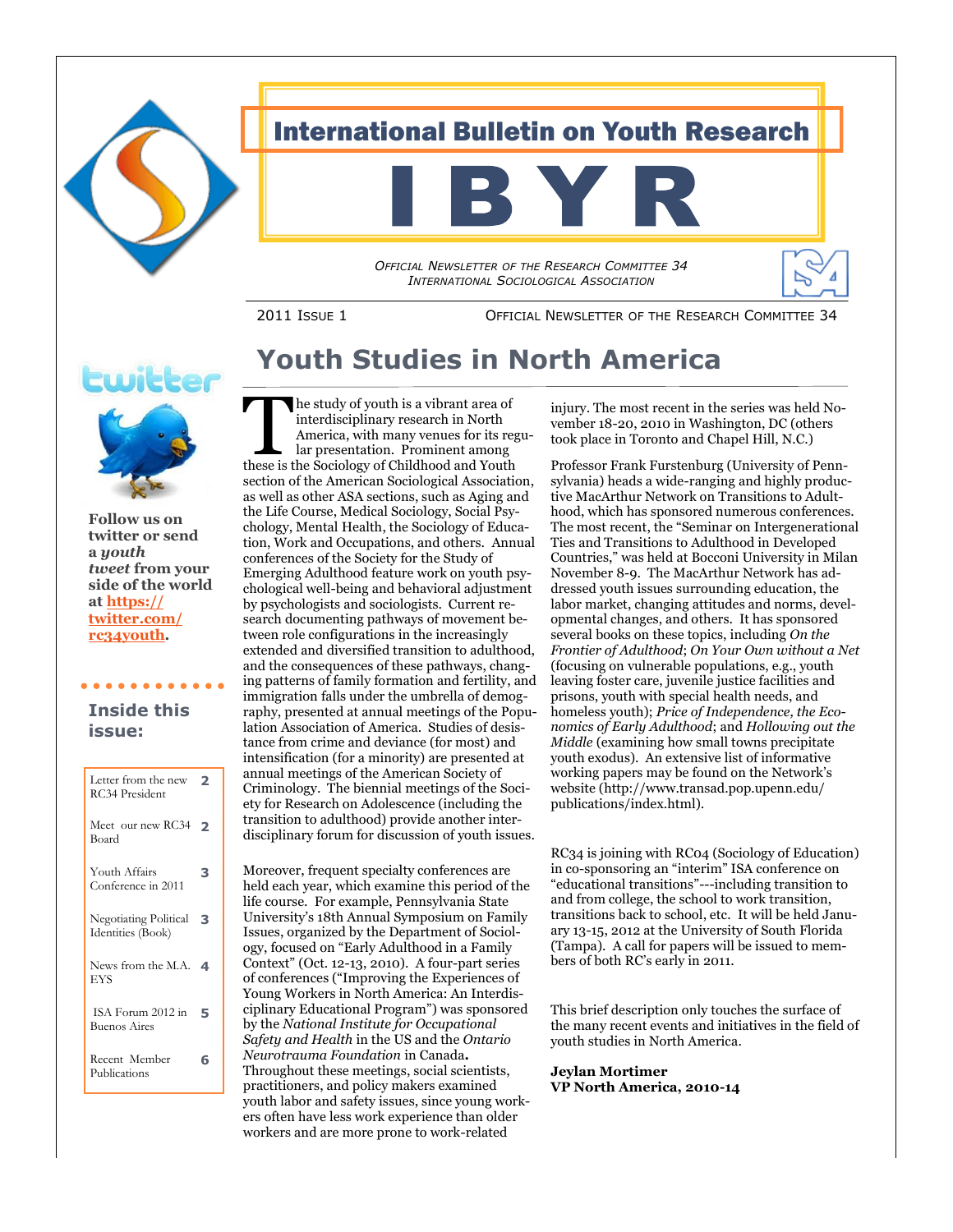# International Bulletin on Youth Research

# IBYR

*Official Newsletter of the Research Committee 34*
*International Sociological Association*

2011 Issue 1 — Official Newsletter of the Research Committee 34

**Follow us on twitter or send a *youth tweet* from your side of the world at [https://twitter.com/rc34youth](https://twitter.com/rc34youth).**

## Inside this issue:

| | |
|---|---|
| Letter from the new RC34 President | 2 |
| Meet our new RC34 Board | 2 |
| Youth Affairs Conference in 2011 | 3 |
| Negotiating Political Identities (Book) | 3 |
| News from the M.A. EYS | 4 |
| ISA Forum 2012 in Buenos Aires | 5 |
| Recent Member Publications | 6 |

## Youth Studies in North America

The study of youth is a vibrant area of interdisciplinary research in North America, with many venues for its regular presentation. Prominent among these is the Sociology of Childhood and Youth section of the American Sociological Association, as well as other ASA sections, such as Aging and the Life Course, Medical Sociology, Social Psychology, Mental Health, the Sociology of Education, Work and Occupations, and others. Annual conferences of the Society for the Study of Emerging Adulthood feature work on youth psychological well-being and behavioral adjustment by psychologists and sociologists. Current research documenting pathways of movement between role configurations in the increasingly extended and diversified transition to adulthood, and the consequences of these pathways, changing patterns of family formation and fertility, and immigration falls under the umbrella of demography, presented at annual meetings of the Population Association of America. Studies of desistance from crime and deviance (for most) and intensification (for a minority) are presented at annual meetings of the American Society of Criminology. The biennial meetings of the Society for Research on Adolescence (including the transition to adulthood) provide another interdisciplinary forum for discussion of youth issues.

Moreover, frequent specialty conferences are held each year, which examine this period of the life course. For example, Pennsylvania State University's 18th Annual Symposium on Family Issues, organized by the Department of Sociology, focused on "Early Adulthood in a Family Context" (Oct. 12-13, 2010). A four-part series of conferences ("Improving the Experiences of Young Workers in North America: An Interdisciplinary Educational Program") was sponsored by the *National Institute for Occupational Safety and Health* in the US and the *Ontario Neurotrauma Foundation* in Canada**.** Throughout these meetings, social scientists, practitioners, and policy makers examined youth labor and safety issues, since young workers often have less work experience than older workers and are more prone to work-related injury. The most recent in the series was held November 18-20, 2010 in Washington, DC (others took place in Toronto and Chapel Hill, N.C.)

Professor Frank Furstenburg (University of Pennsylvania) heads a wide-ranging and highly productive MacArthur Network on Transitions to Adulthood, which has sponsored numerous conferences. The most recent, the "Seminar on Intergenerational Ties and Transitions to Adulthood in Developed Countries," was held at Bocconi University in Milan November 8-9. The MacArthur Network has addressed youth issues surrounding education, the labor market, changing attitudes and norms, developmental changes, and others. It has sponsored several books on these topics, including *On the Frontier of Adulthood*; *On Your Own without a Net* (focusing on vulnerable populations, e.g., youth leaving foster care, juvenile justice facilities and prisons, youth with special health needs, and homeless youth); *Price of Independence, the Economics of Early Adulthood*; and *Hollowing out the Middle* (examining how small towns precipitate youth exodus). An extensive list of informative working papers may be found on the Network's website (http://www.transad.pop.upenn.edu/publications/index.html).

RC34 is joining with RC04 (Sociology of Education) in co-sponsoring an "interim" ISA conference on "educational transitions"---including transition to and from college, the school to work transition, transitions back to school, etc. It will be held January 13-15, 2012 at the University of South Florida (Tampa). A call for papers will be issued to members of both RC's early in 2011.

This brief description only touches the surface of the many recent events and initiatives in the field of youth studies in North America.

**Jeylan Mortimer**
**VP North America, 2010-14**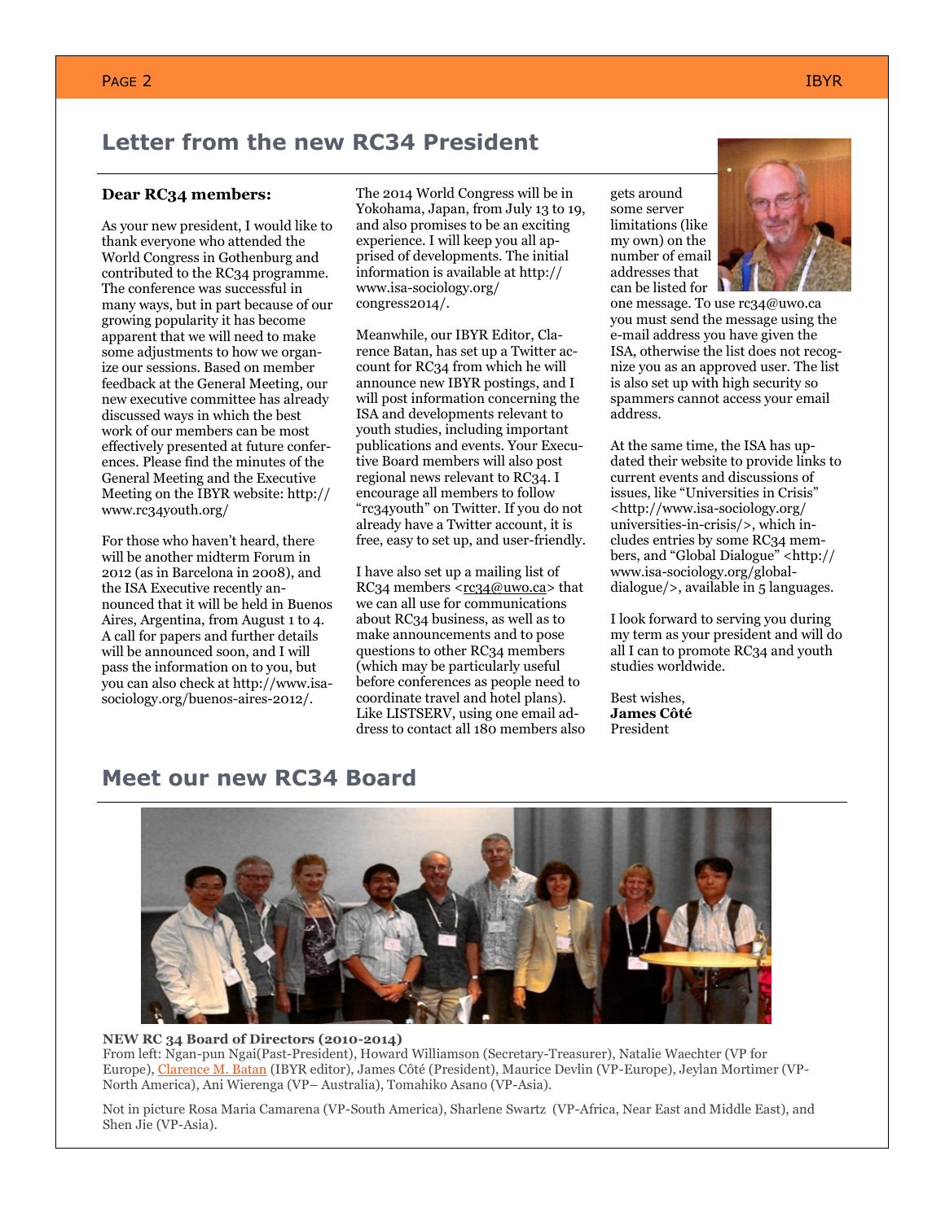## Letter from the new RC34 President

**Dear RC34 members:**

As your new president, I would like to thank everyone who attended the World Congress in Gothenburg and contributed to the RC34 programme. The conference was successful in many ways, but in part because of our growing popularity it has become apparent that we will need to make some adjustments to how we organize our sessions. Based on member feedback at the General Meeting, our new executive committee has already discussed ways in which the best work of our members can be most effectively presented at future conferences. Please find the minutes of the General Meeting and the Executive Meeting on the IBYR website: http://www.rc34youth.org/

For those who haven't heard, there will be another midterm Forum in 2012 (as in Barcelona in 2008), and the ISA Executive recently announced that it will be held in Buenos Aires, Argentina, from August 1 to 4. A call for papers and further details will be announced soon, and I will pass the information on to you, but you can also check at http://www.isa-sociology.org/buenos-aires-2012/.

The 2014 World Congress will be in Yokohama, Japan, from July 13 to 19, and also promises to be an exciting experience. I will keep you all apprised of developments. The initial information is available at http://www.isa-sociology.org/congress2014/.

Meanwhile, our IBYR Editor, Clarence Batan, has set up a Twitter account for RC34 from which he will announce new IBYR postings, and I will post information concerning the ISA and developments relevant to youth studies, including important publications and events. Your Executive Board members will also post regional news relevant to RC34. I encourage all members to follow "rc34youth" on Twitter. If you do not already have a Twitter account, it is free, easy to set up, and user-friendly.

I have also set up a mailing list of RC34 members <rc34@uwo.ca> that we can all use for communications about RC34 business, as well as to make announcements and to pose questions to other RC34 members (which may be particularly useful before conferences as people need to coordinate travel and hotel plans). Like LISTSERV, using one email address to contact all 180 members also gets around some server limitations (like my own) on the number of email addresses that can be listed for one message. To use rc34@uwo.ca you must send the message using the e-mail address you have given the ISA, otherwise the list does not recognize you as an approved user. The list is also set up with high security so spammers cannot access your email address.

At the same time, the ISA has updated their website to provide links to current events and discussions of issues, like "Universities in Crisis" <http://www.isa-sociology.org/universities-in-crisis/>, which includes entries by some RC34 members, and "Global Dialogue" <http://www.isa-sociology.org/global-dialogue/>, available in 5 languages.

I look forward to serving you during my term as your president and will do all I can to promote RC34 and youth studies worldwide.

Best wishes,
**James Côté**
President

## Meet our new RC34 Board

**NEW RC 34 Board of Directors (2010-2014)**
From left: Ngan-pun Ngai(Past-President), Howard Williamson (Secretary-Treasurer), Natalie Waechter (VP for Europe), Clarence M. Batan (IBYR editor), James Côté (President), Maurice Devlin (VP-Europe), Jeylan Mortimer (VP-North America), Ani Wierenga (VP– Australia), Tomahiko Asano (VP-Asia).

Not in picture Rosa Maria Camarena (VP-South America), Sharlene Swartz (VP-Africa, Near East and Middle East), and Shen Jie (VP-Asia).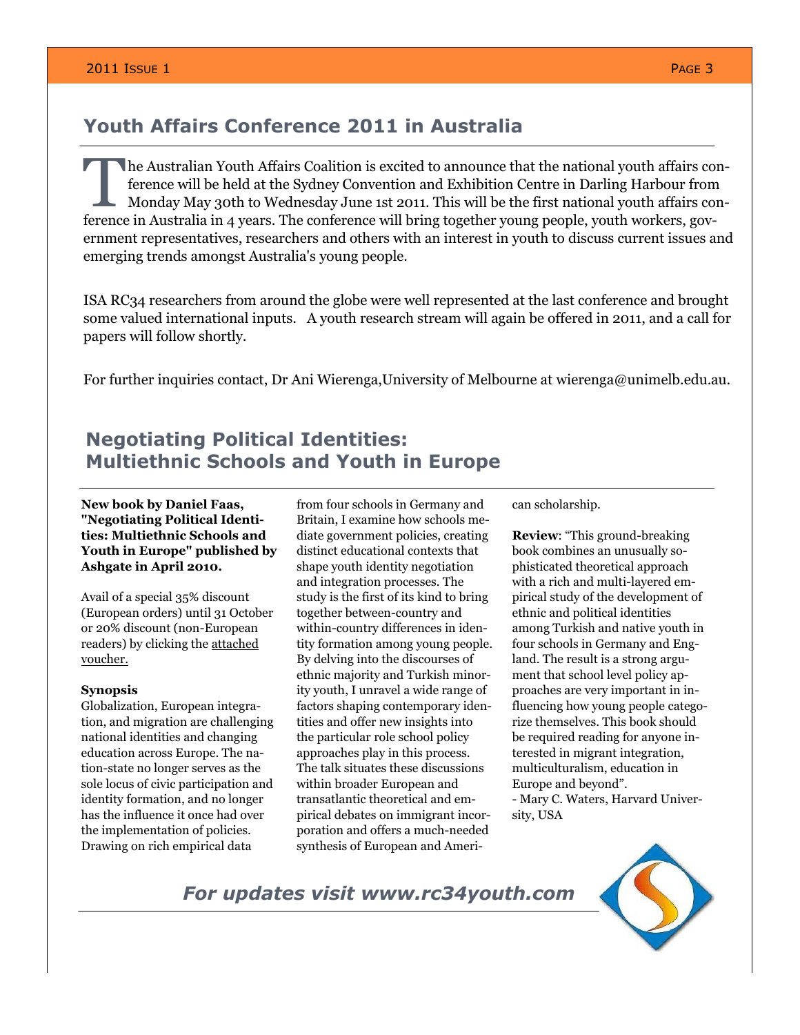## Youth Affairs Conference 2011 in Australia

The Australian Youth Affairs Coalition is excited to announce that the national youth affairs conference will be held at the Sydney Convention and Exhibition Centre in Darling Harbour from Monday May 30th to Wednesday June 1st 2011. This will be the first national youth affairs conference in Australia in 4 years. The conference will bring together young people, youth workers, government representatives, researchers and others with an interest in youth to discuss current issues and emerging trends amongst Australia's young people.

ISA RC34 researchers from around the globe were well represented at the last conference and brought some valued international inputs. A youth research stream will again be offered in 2011, and a call for papers will follow shortly.

For further inquiries contact, Dr Ani Wierenga,University of Melbourne at wierenga@unimelb.edu.au.

## Negotiating Political Identities: Multiethnic Schools and Youth in Europe

**New book by Daniel Faas, "Negotiating Political Identities: Multiethnic Schools and Youth in Europe" published by Ashgate in April 2010.**

Avail of a special 35% discount (European orders) until 31 October or 20% discount (non-European readers) by clicking the attached voucher.

**Synopsis**

Globalization, European integration, and migration are challenging national identities and changing education across Europe. The nation-state no longer serves as the sole locus of civic participation and identity formation, and no longer has the influence it once had over the implementation of policies. Drawing on rich empirical data from four schools in Germany and Britain, I examine how schools mediate government policies, creating distinct educational contexts that shape youth identity negotiation and integration processes. The study is the first of its kind to bring together between-country and within-country differences in identity formation among young people. By delving into the discourses of ethnic majority and Turkish minority youth, I unravel a wide range of factors shaping contemporary identities and offer new insights into the particular role school policy approaches play in this process. The talk situates these discussions within broader European and transatlantic theoretical and empirical debates on immigrant incorporation and offers a much-needed synthesis of European and American scholarship.

**Review**: "This ground-breaking book combines an unusually sophisticated theoretical approach with a rich and multi-layered empirical study of the development of ethnic and political identities among Turkish and native youth in four schools in Germany and England. The result is a strong argument that school level policy approaches are very important in influencing how young people categorize themselves. This book should be required reading for anyone interested in migrant integration, multiculturalism, education in Europe and beyond".
- Mary C. Waters, Harvard University, USA

*For updates visit www.rc34youth.com*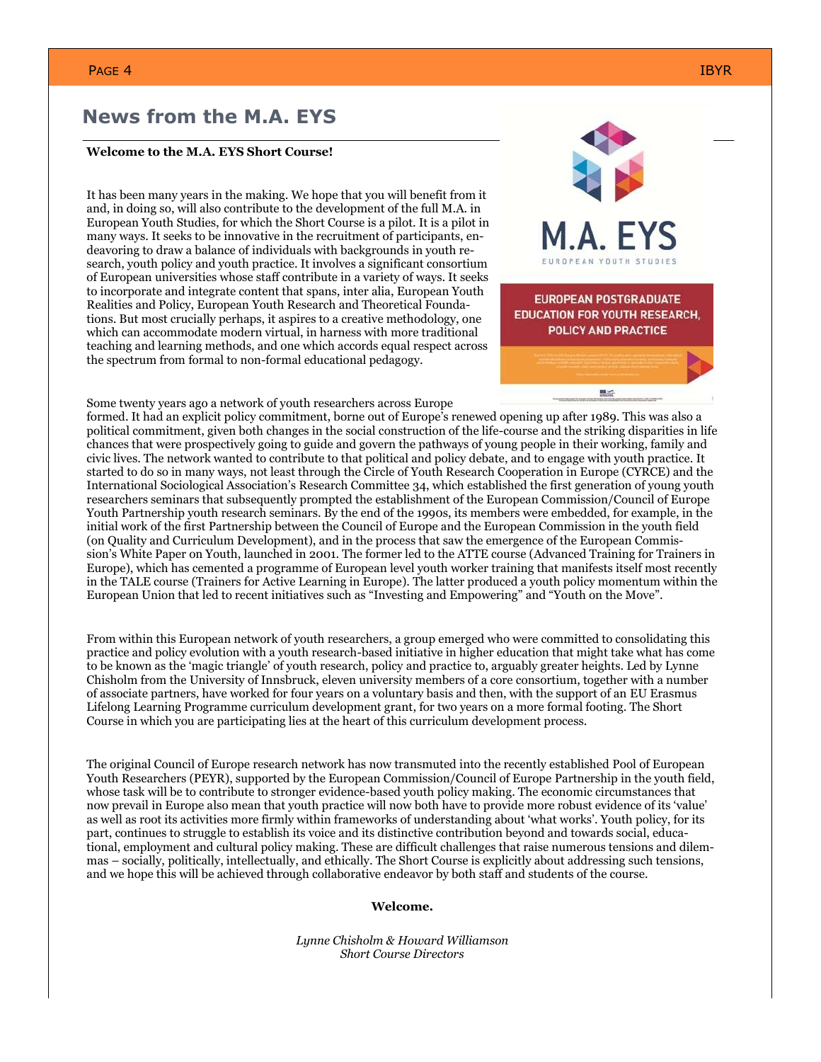## News from the M.A. EYS

**Welcome to the M.A. EYS Short Course!**

It has been many years in the making. We hope that you will benefit from it and, in doing so, will also contribute to the development of the full M.A. in European Youth Studies, for which the Short Course is a pilot. It is a pilot in many ways. It seeks to be innovative in the recruitment of participants, endeavoring to draw a balance of individuals with backgrounds in youth research, youth policy and youth practice. It involves a significant consortium of European universities whose staff contribute in a variety of ways. It seeks to incorporate and integrate content that spans, inter alia, European Youth Realities and Policy, European Youth Research and Theoretical Foundations. But most crucially perhaps, it aspires to a creative methodology, one which can accommodate modern virtual, in harness with more traditional teaching and learning methods, and one which accords equal respect across the spectrum from formal to non-formal educational pedagogy.

Some twenty years ago a network of youth researchers across Europe formed. It had an explicit policy commitment, borne out of Europe's renewed opening up after 1989. This was also a political commitment, given both changes in the social construction of the life-course and the striking disparities in life chances that were prospectively going to guide and govern the pathways of young people in their working, family and civic lives. The network wanted to contribute to that political and policy debate, and to engage with youth practice. It started to do so in many ways, not least through the Circle of Youth Research Cooperation in Europe (CYRCE) and the International Sociological Association's Research Committee 34, which established the first generation of young youth researchers seminars that subsequently prompted the establishment of the European Commission/Council of Europe Youth Partnership youth research seminars. By the end of the 1990s, its members were embedded, for example, in the initial work of the first Partnership between the Council of Europe and the European Commission in the youth field (on Quality and Curriculum Development), and in the process that saw the emergence of the European Commission's White Paper on Youth, launched in 2001. The former led to the ATTE course (Advanced Training for Trainers in Europe), which has cemented a programme of European level youth worker training that manifests itself most recently in the TALE course (Trainers for Active Learning in Europe). The latter produced a youth policy momentum within the European Union that led to recent initiatives such as "Investing and Empowering" and "Youth on the Move".

From within this European network of youth researchers, a group emerged who were committed to consolidating this practice and policy evolution with a youth research-based initiative in higher education that might take what has come to be known as the 'magic triangle' of youth research, policy and practice to, arguably greater heights. Led by Lynne Chisholm from the University of Innsbruck, eleven university members of a core consortium, together with a number of associate partners, have worked for four years on a voluntary basis and then, with the support of an EU Erasmus Lifelong Learning Programme curriculum development grant, for two years on a more formal footing. The Short Course in which you are participating lies at the heart of this curriculum development process.

The original Council of Europe research network has now transmuted into the recently established Pool of European Youth Researchers (PEYR), supported by the European Commission/Council of Europe Partnership in the youth field, whose task will be to contribute to stronger evidence-based youth policy making. The economic circumstances that now prevail in Europe also mean that youth practice will now both have to provide more robust evidence of its 'value' as well as root its activities more firmly within frameworks of understanding about 'what works'. Youth policy, for its part, continues to struggle to establish its voice and its distinctive contribution beyond and towards social, educational, employment and cultural policy making. These are difficult challenges that raise numerous tensions and dilemmas – socially, politically, intellectually, and ethically. The Short Course is explicitly about addressing such tensions, and we hope this will be achieved through collaborative endeavor by both staff and students of the course.

**Welcome.**

*Lynne Chisholm & Howard Williamson*
*Short Course Directors*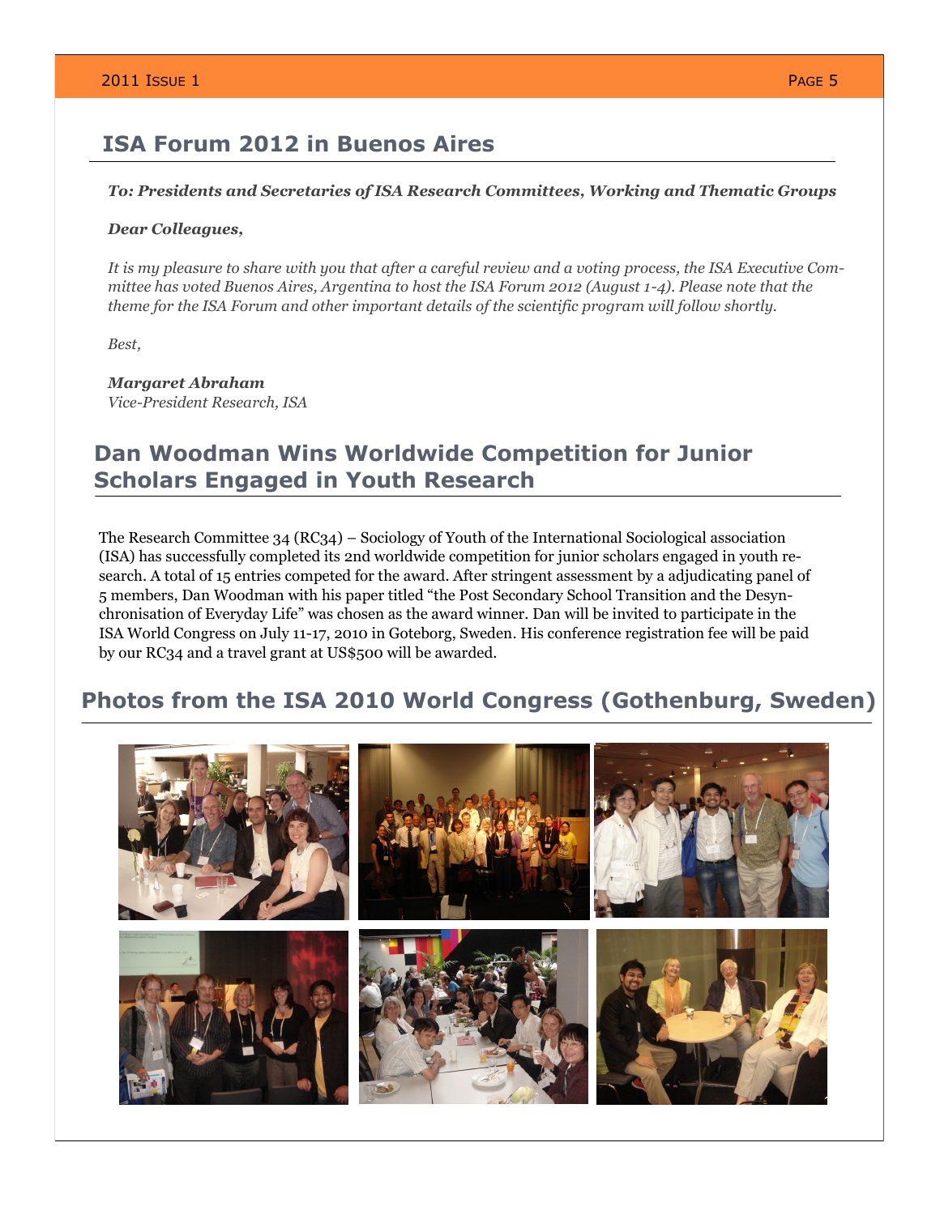## ISA Forum 2012 in Buenos Aires

***To: Presidents and Secretaries of ISA Research Committees, Working and Thematic Groups***

***Dear Colleagues,***

*It is my pleasure to share with you that after a careful review and a voting process, the ISA Executive Committee has voted Buenos Aires, Argentina to host the ISA Forum 2012 (August 1-4). Please note that the theme for the ISA Forum and other important details of the scientific program will follow shortly.*

*Best,*

***Margaret Abraham***
*Vice-President Research, ISA*

## Dan Woodman Wins Worldwide Competition for Junior Scholars Engaged in Youth Research

The Research Committee 34 (RC34) – Sociology of Youth of the International Sociological association (ISA) has successfully completed its 2nd worldwide competition for junior scholars engaged in youth research. A total of 15 entries competed for the award. After stringent assessment by a adjudicating panel of 5 members, Dan Woodman with his paper titled "the Post Secondary School Transition and the Desynchronisation of Everyday Life" was chosen as the award winner. Dan will be invited to participate in the ISA World Congress on July 11-17, 2010 in Goteborg, Sweden. His conference registration fee will be paid by our RC34 and a travel grant at US$500 will be awarded.

## Photos from the ISA 2010 World Congress (Gothenburg, Sweden)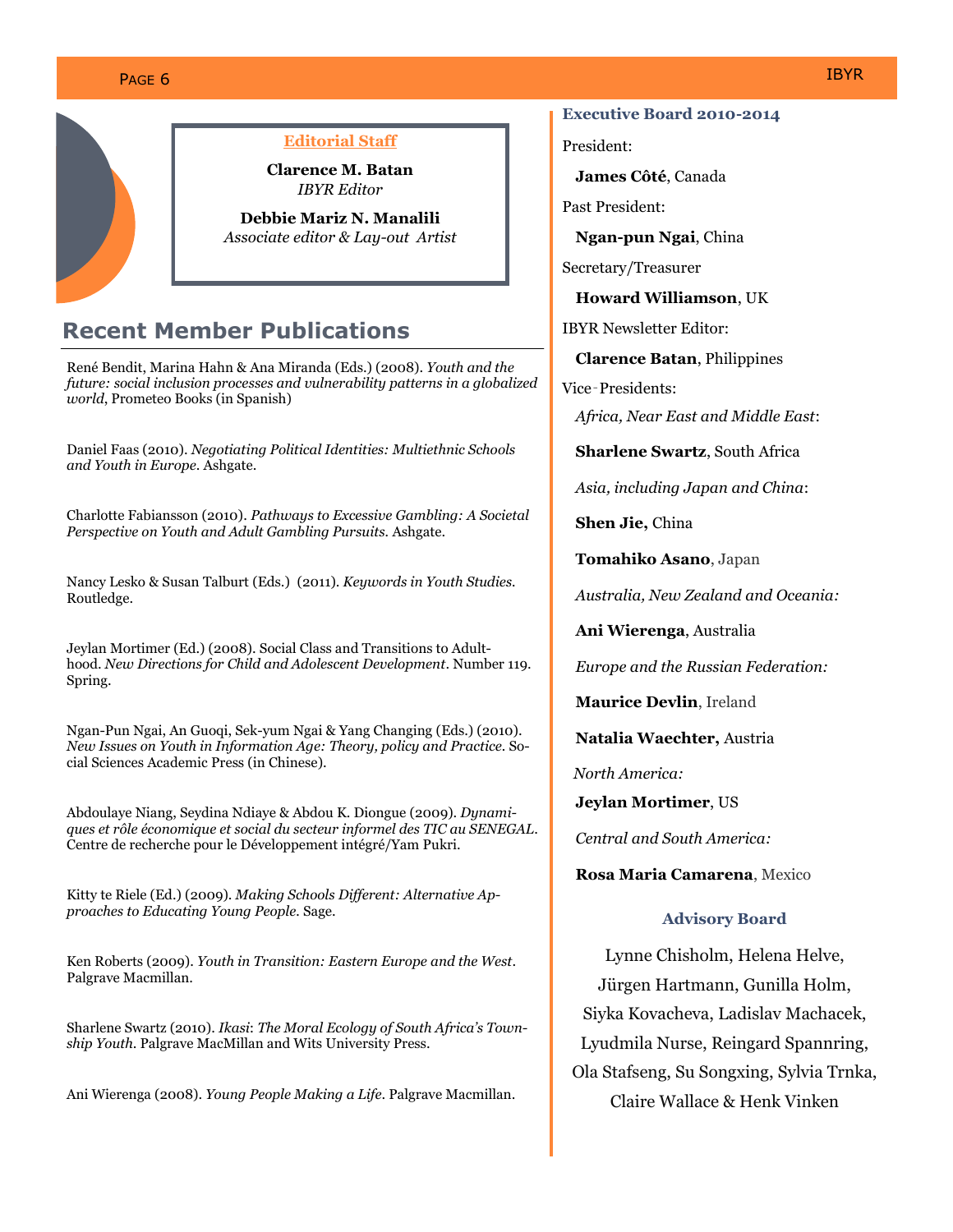**Editorial Staff**

**Clarence M. Batan**
*IBYR Editor*

**Debbie Mariz N. Manalili**
*Associate editor & Lay-out Artist*

## Recent Member Publications

René Bendit, Marina Hahn & Ana Miranda (Eds.) (2008). *Youth and the future: social inclusion processes and vulnerability patterns in a globalized world*, Prometeo Books (in Spanish)

Daniel Faas (2010). *Negotiating Political Identities: Multiethnic Schools and Youth in Europe*. Ashgate.

Charlotte Fabiansson (2010). *Pathways to Excessive Gambling: A Societal Perspective on Youth and Adult Gambling Pursuits*. Ashgate.

Nancy Lesko & Susan Talburt (Eds.) (2011). *Keywords in Youth Studies*. Routledge.

Jeylan Mortimer (Ed.) (2008). Social Class and Transitions to Adulthood. *New Directions for Child and Adolescent Development*. Number 119. Spring.

Ngan-Pun Ngai, An Guoqi, Sek-yum Ngai & Yang Changing (Eds.) (2010). *New Issues on Youth in Information Age: Theory, policy and Practice*. Social Sciences Academic Press (in Chinese).

Abdoulaye Niang, Seydina Ndiaye & Abdou K. Diongue (2009). *Dynamiques et rôle économique et social du secteur informel des TIC au SENEGAL*. Centre de recherche pour le Développement intégré/Yam Pukri.

Kitty te Riele (Ed.) (2009). *Making Schools Different: Alternative Approaches to Educating Young People*. Sage.

Ken Roberts (2009). *Youth in Transition: Eastern Europe and the West*. Palgrave Macmillan.

Sharlene Swartz (2010). *Ikasi*: *The Moral Ecology of South Africa's Township Youth*. Palgrave MacMillan and Wits University Press.

Ani Wierenga (2008). *Young People Making a Life*. Palgrave Macmillan.

### Executive Board 2010-2014

President:

**James Côté**, Canada

Past President:

**Ngan-pun Ngai**, China

Secretary/Treasurer

**Howard Williamson**, UK

IBYR Newsletter Editor:

**Clarence Batan**, Philippines

Vice-Presidents:

*Africa, Near East and Middle East*:

**Sharlene Swartz**, South Africa

*Asia, including Japan and China*:

**Shen Jie,** China

**Tomahiko Asano**, Japan

*Australia, New Zealand and Oceania:*

**Ani Wierenga**, Australia

*Europe and the Russian Federation:*

**Maurice Devlin**, Ireland

**Natalia Waechter,** Austria

*North America:*

**Jeylan Mortimer**, US

*Central and South America:*

**Rosa Maria Camarena**, Mexico

### Advisory Board

Lynne Chisholm, Helena Helve, Jürgen Hartmann, Gunilla Holm, Siyka Kovacheva, Ladislav Machacek, Lyudmila Nurse, Reingard Spannring, Ola Stafseng, Su Songxing, Sylvia Trnka, Claire Wallace & Henk Vinken